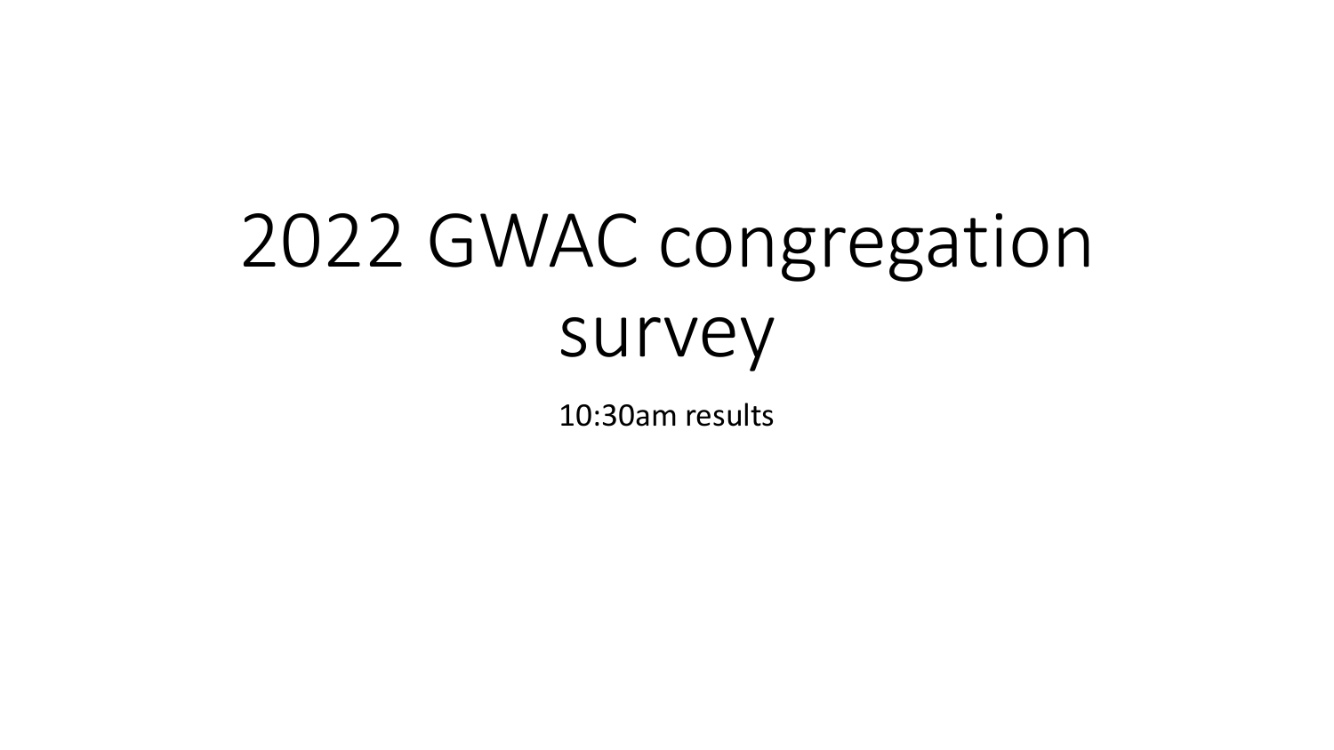# 2022 GWAC congregation survey

10:30am results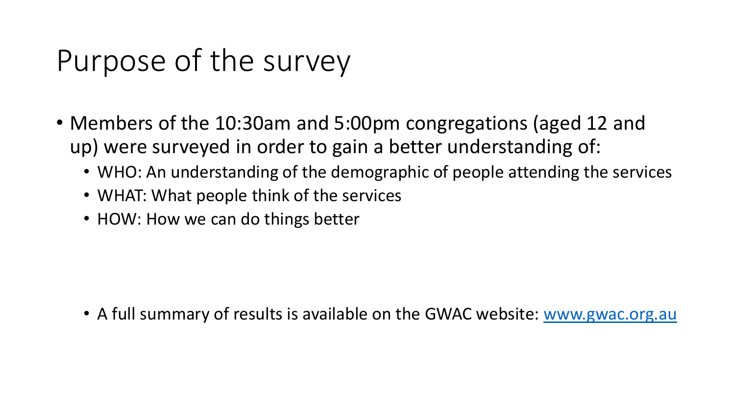# Purpose of the survey

- Members of the 10:30am and 5:00pm congregations (aged 12 and up) were surveyed in order to gain a better understanding of:
  - WHO: An understanding of the demographic of people attending the services
  - WHAT: What people think of the services
  - HOW: How we can do things better

- A full summary of results is available on the GWAC website: [www.gwac.org.au](www.gwac.org.au)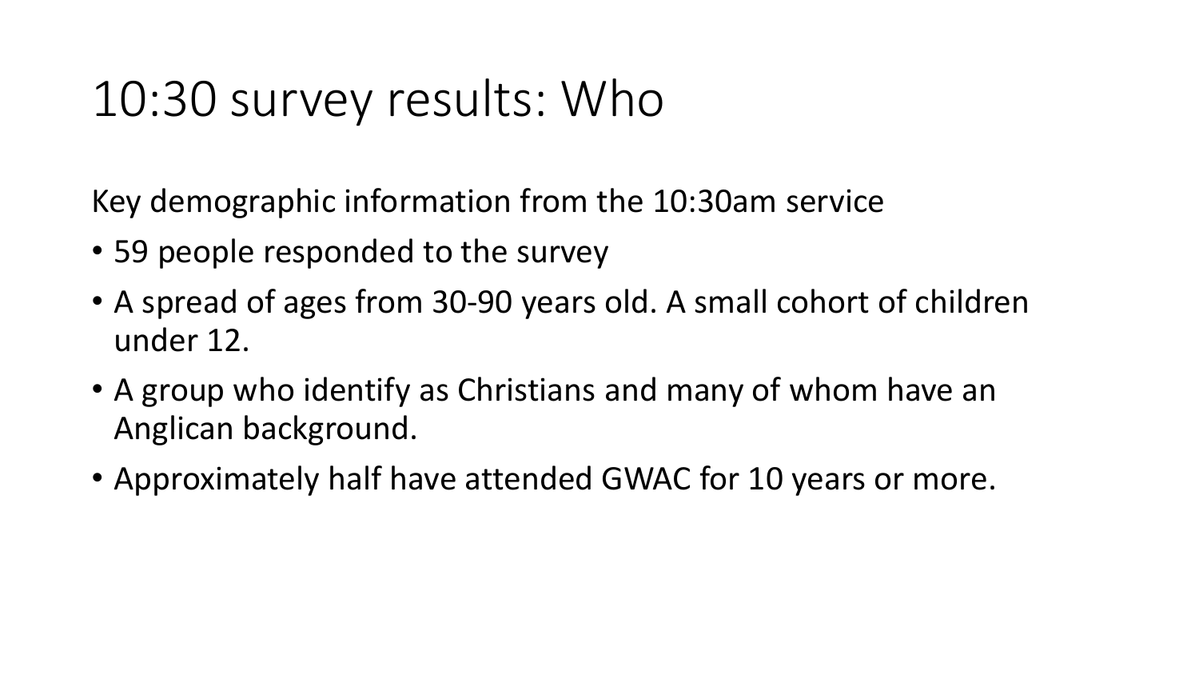# 10:30 survey results: Who

Key demographic information from the 10:30am service

- 59 people responded to the survey
- A spread of ages from 30-90 years old. A small cohort of children under 12.
- A group who identify as Christians and many of whom have an Anglican background.
- Approximately half have attended GWAC for 10 years or more.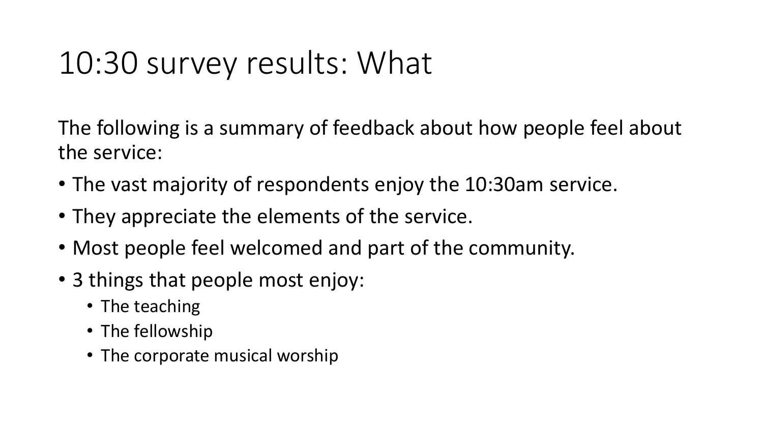# 10:30 survey results: What

The following is a summary of feedback about how people feel about the service:

- The vast majority of respondents enjoy the 10:30am service.
- They appreciate the elements of the service.
- Most people feel welcomed and part of the community.
- 3 things that people most enjoy:
  - The teaching
  - The fellowship
  - The corporate musical worship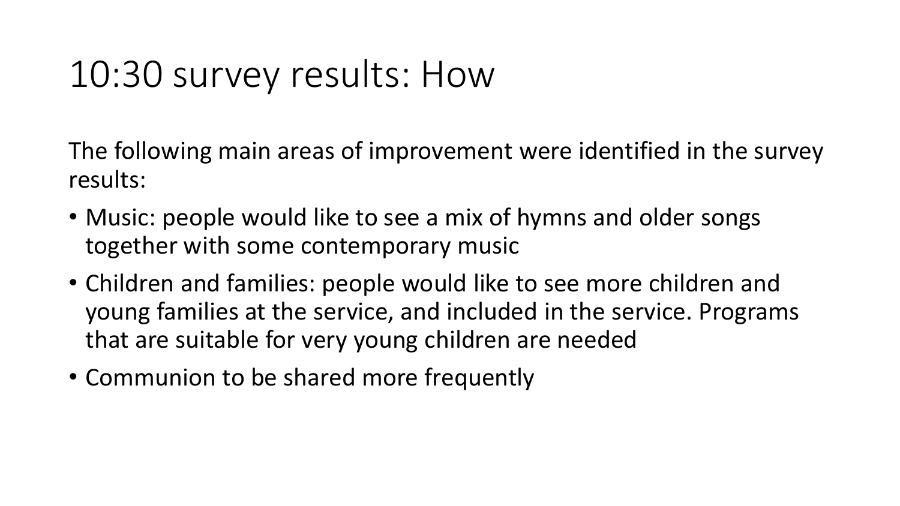# 10:30 survey results: How

The following main areas of improvement were identified in the survey results:

- Music: people would like to see a mix of hymns and older songs together with some contemporary music
- Children and families: people would like to see more children and young families at the service, and included in the service. Programs that are suitable for very young children are needed
- Communion to be shared more frequently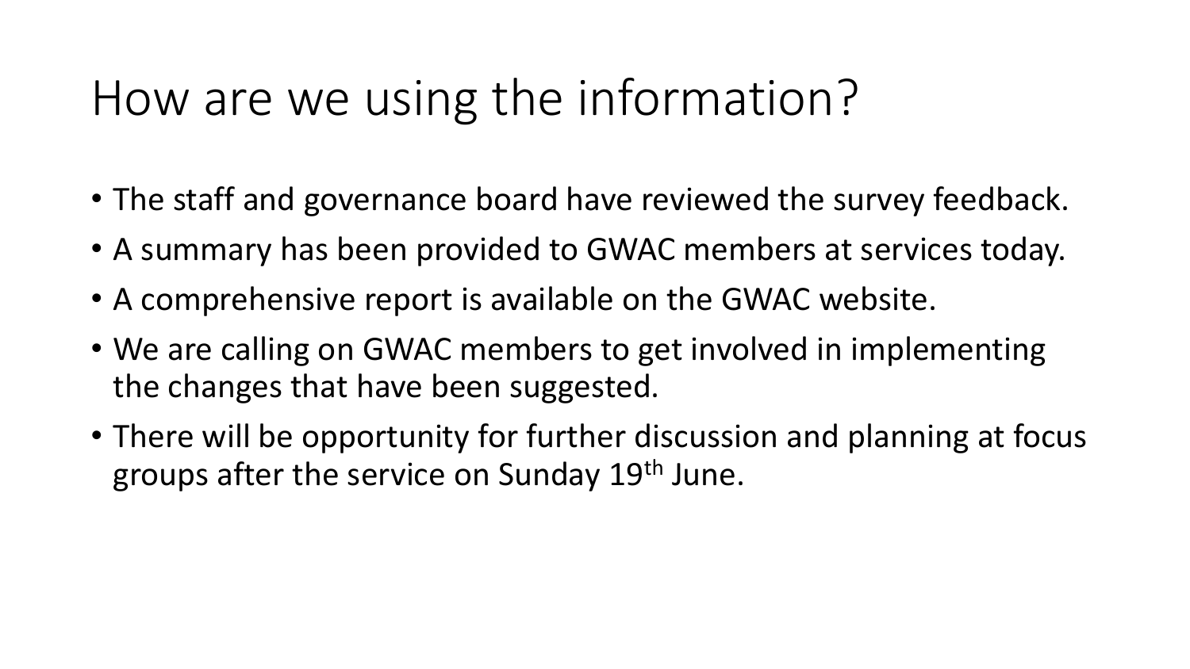# How are we using the information?

- The staff and governance board have reviewed the survey feedback.
- A summary has been provided to GWAC members at services today.
- A comprehensive report is available on the GWAC website.
- We are calling on GWAC members to get involved in implementing the changes that have been suggested.
- There will be opportunity for further discussion and planning at focus groups after the service on Sunday 19th June.